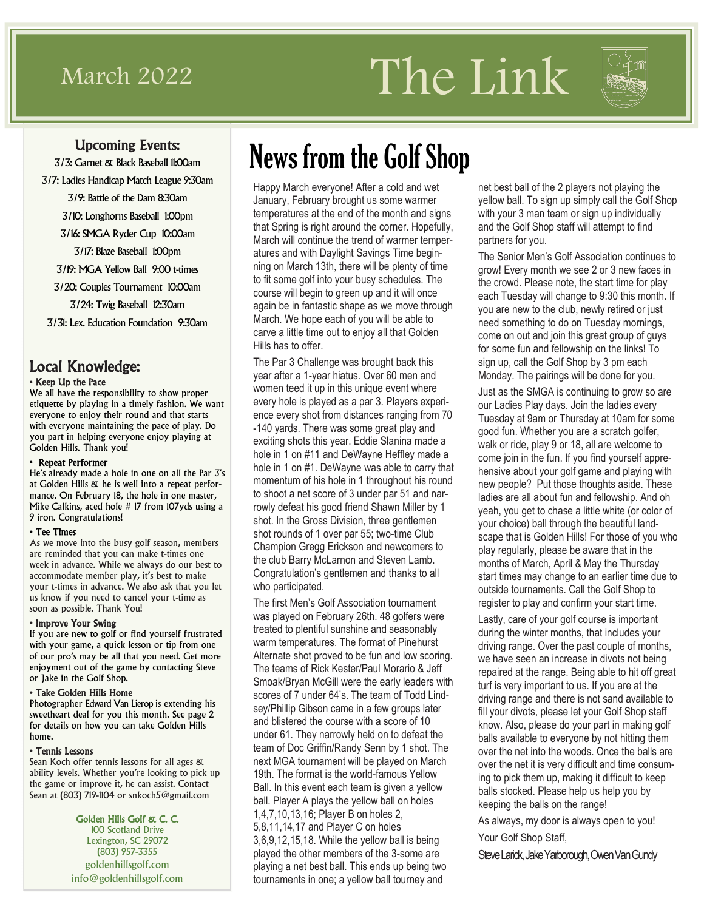# The Link

March 2022

## Upcoming Events:

3/3: Garnet & Black Baseball 11:00am
3/7: Ladies Handicap Match League 9:30am
3/9: Battle of the Dam 8:30am
3/10: Longhorns Baseball 1:00pm
3/16: SMGA Ryder Cup 10:00am
3/17: Blaze Baseball 1:00pm
3/19: MGA Yellow Ball 9:00 t-times
3/20: Couples Tournament 10:00am
3/24: Twig Baseball 12:30am
3/31: Lex. Education Foundation 9:30am

## Local Knowledge:

**• Keep Up the Pace**
We all have the responsibility to show proper etiquette by playing in a timely fashion. We want everyone to enjoy their round and that starts with everyone maintaining the pace of play. Do you part in helping everyone enjoy playing at Golden Hills. Thank you!

**• Repeat Performer**
He's already made a hole in one on all the Par 3's at Golden Hills & he is well into a repeat performance. On February 18, the hole in one master, Mike Calkins, aced hole # 17 from 107yds using a 9 iron. Congratulations!

**• Tee Times**
As we move into the busy golf season, members are reminded that you can make t-times one week in advance. While we always do our best to accommodate member play, it's best to make your t-times in advance. We also ask that you let us know if you need to cancel your t-time as soon as possible. Thank You!

**• Improve Your Swing**
If you are new to golf or find yourself frustrated with your game, a quick lesson or tip from one of our pro's may be all that you need. Get more enjoyment out of the game by contacting Steve or Jake in the Golf Shop.

**• Take Golden Hills Home**
Photographer Edward Van Lierop is extending his sweetheart deal for you this month. See page 2 for details on how you can take Golden Hills home.

**• Tennis Lessons**
Sean Koch offer tennis lessons for all ages & ability levels. Whether you're looking to pick up the game or improve it, he can assist. Contact Sean at (803) 719-1104 or snkoch5@gmail.com

Golden Hills Golf & C. C.
100 Scotland Drive
Lexington, SC 29072
(803) 957-3355
goldenhillsgolf.com
info@goldenhillsgolf.com

# News from the Golf Shop

Happy March everyone! After a cold and wet January, February brought us some warmer temperatures at the end of the month and signs that Spring is right around the corner. Hopefully, March will continue the trend of warmer temperatures and with Daylight Savings Time beginning on March 13th, there will be plenty of time to fit some golf into your busy schedules. The course will begin to green up and it will once again be in fantastic shape as we move through March. We hope each of you will be able to carve a little time out to enjoy all that Golden Hills has to offer.

The Par 3 Challenge was brought back this year after a 1-year hiatus. Over 60 men and women teed it up in this unique event where every hole is played as a par 3. Players experience every shot from distances ranging from 70 -140 yards. There was some great play and exciting shots this year. Eddie Slanina made a hole in 1 on #11 and DeWayne Heffley made a hole in 1 on #1. DeWayne was able to carry that momentum of his hole in 1 throughout his round to shoot a net score of 3 under par 51 and narrowly defeat his good friend Shawn Miller by 1 shot. In the Gross Division, three gentlemen shot rounds of 1 over par 55; two-time Club Champion Gregg Erickson and newcomers to the club Barry McLarnon and Steven Lamb. Congratulation's gentlemen and thanks to all who participated.

The first Men's Golf Association tournament was played on February 26th. 48 golfers were treated to plentiful sunshine and seasonably warm temperatures. The format of Pinehurst Alternate shot proved to be fun and low scoring. The teams of Rick Kester/Paul Morario & Jeff Smoak/Bryan McGill were the early leaders with scores of 7 under 64's. The team of Todd Lindsey/Phillip Gibson came in a few groups later and blistered the course with a score of 10 under 61. They narrowly held on to defeat the team of Doc Griffin/Randy Senn by 1 shot. The next MGA tournament will be played on March 19th. The format is the world-famous Yellow Ball. In this event each team is given a yellow ball. Player A plays the yellow ball on holes 1,4,7,10,13,16; Player B on holes 2, 5,8,11,14,17 and Player C on holes 3,6,9,12,15,18. While the yellow ball is being played the other members of the 3-some are playing a net best ball. This ends up being two tournaments in one; a yellow ball tourney and net best ball of the 2 players not playing the yellow ball. To sign up simply call the Golf Shop with your 3 man team or sign up individually and the Golf Shop staff will attempt to find partners for you.

The Senior Men's Golf Association continues to grow! Every month we see 2 or 3 new faces in the crowd. Please note, the start time for play each Tuesday will change to 9:30 this month. If you are new to the club, newly retired or just need something to do on Tuesday mornings, come on out and join this great group of guys for some fun and fellowship on the links! To sign up, call the Golf Shop by 3 pm each Monday. The pairings will be done for you.

Just as the SMGA is continuing to grow so are our Ladies Play days. Join the ladies every Tuesday at 9am or Thursday at 10am for some good fun. Whether you are a scratch golfer, walk or ride, play 9 or 18, all are welcome to come join in the fun. If you find yourself apprehensive about your golf game and playing with new people? Put those thoughts aside. These ladies are all about fun and fellowship. And oh yeah, you get to chase a little white (or color of your choice) ball through the beautiful landscape that is Golden Hills! For those of you who play regularly, please be aware that in the months of March, April & May the Thursday start times may change to an earlier time due to outside tournaments. Call the Golf Shop to register to play and confirm your start time.

Lastly, care of your golf course is important during the winter months, that includes your driving range. Over the past couple of months, we have seen an increase in divots not being repaired at the range. Being able to hit off great turf is very important to us. If you are at the driving range and there is not sand available to fill your divots, please let your Golf Shop staff know. Also, please do your part in making golf balls available to everyone by not hitting them over the net into the woods. Once the balls are over the net it is very difficult and time consuming to pick them up, making it difficult to keep balls stocked. Please help us help you by keeping the balls on the range!

As always, my door is always open to you!

Your Golf Shop Staff,

Steve Larick, Jake Yarborough, Owen Van Gundy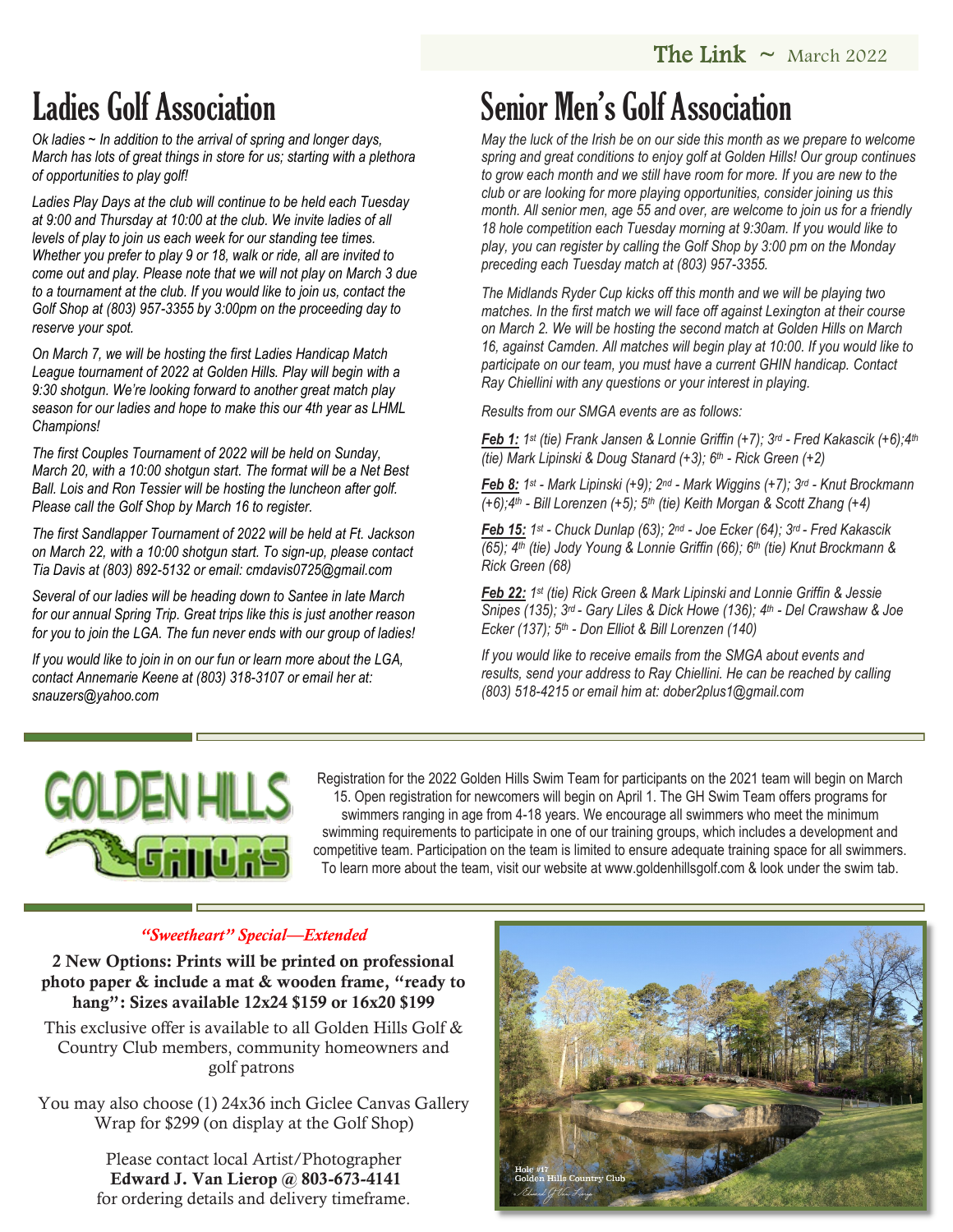# Ladies Golf Association

*Ok ladies ~ In addition to the arrival of spring and longer days, March has lots of great things in store for us; starting with a plethora of opportunities to play golf!*

*Ladies Play Days at the club will continue to be held each Tuesday at 9:00 and Thursday at 10:00 at the club. We invite ladies of all levels of play to join us each week for our standing tee times. Whether you prefer to play 9 or 18, walk or ride, all are invited to come out and play. Please note that we will not play on March 3 due to a tournament at the club. If you would like to join us, contact the Golf Shop at (803) 957-3355 by 3:00pm on the proceeding day to reserve your spot.*

*On March 7, we will be hosting the first Ladies Handicap Match League tournament of 2022 at Golden Hills. Play will begin with a 9:30 shotgun. We're looking forward to another great match play season for our ladies and hope to make this our 4th year as LHML Champions!*

*The first Couples Tournament of 2022 will be held on Sunday, March 20, with a 10:00 shotgun start. The format will be a Net Best Ball. Lois and Ron Tessier will be hosting the luncheon after golf. Please call the Golf Shop by March 16 to register.*

*The first Sandlapper Tournament of 2022 will be held at Ft. Jackson on March 22, with a 10:00 shotgun start. To sign-up, please contact Tia Davis at (803) 892-5132 or email: cmdavis0725@gmail.com*

*Several of our ladies will be heading down to Santee in late March for our annual Spring Trip. Great trips like this is just another reason for you to join the LGA. The fun never ends with our group of ladies!*

*If you would like to join in on our fun or learn more about the LGA, contact Annemarie Keene at (803) 318-3107 or email her at: snauzers@yahoo.com*

# Senior Men's Golf Association

*May the luck of the Irish be on our side this month as we prepare to welcome spring and great conditions to enjoy golf at Golden Hills! Our group continues to grow each month and we still have room for more. If you are new to the club or are looking for more playing opportunities, consider joining us this month. All senior men, age 55 and over, are welcome to join us for a friendly 18 hole competition each Tuesday morning at 9:30am. If you would like to play, you can register by calling the Golf Shop by 3:00 pm on the Monday preceding each Tuesday match at (803) 957-3355.*

*The Midlands Ryder Cup kicks off this month and we will be playing two matches. In the first match we will face off against Lexington at their course on March 2. We will be hosting the second match at Golden Hills on March 16, against Camden. All matches will begin play at 10:00. If you would like to participate on our team, you must have a current GHIN handicap. Contact Ray Chiellini with any questions or your interest in playing.*

*Results from our SMGA events are as follows:*

***Feb 1:*** *1st (tie) Frank Jansen & Lonnie Griffin (+7); 3rd - Fred Kakascik (+6);4th (tie) Mark Lipinski & Doug Stanard (+3); 6th - Rick Green (+2)*

***Feb 8:*** *1st - Mark Lipinski (+9); 2nd - Mark Wiggins (+7); 3rd - Knut Brockmann (+6);4th - Bill Lorenzen (+5); 5th (tie) Keith Morgan & Scott Zhang (+4)*

***Feb 15:*** *1st - Chuck Dunlap (63); 2nd - Joe Ecker (64); 3rd - Fred Kakascik (65); 4th (tie) Jody Young & Lonnie Griffin (66); 6th (tie) Knut Brockmann & Rick Green (68)*

***Feb 22:*** *1st (tie) Rick Green & Mark Lipinski and Lonnie Griffin & Jessie Snipes (135); 3rd - Gary Liles & Dick Howe (136); 4th - Del Crawshaw & Joe Ecker (137); 5th - Don Elliot & Bill Lorenzen (140)*

*If you would like to receive emails from the SMGA about events and results, send your address to Ray Chiellini. He can be reached by calling (803) 518-4215 or email him at: dober2plus1@gmail.com*

GOLDEN HILLS GATORS

Registration for the 2022 Golden Hills Swim Team for participants on the 2021 team will begin on March 15. Open registration for newcomers will begin on April 1. The GH Swim Team offers programs for swimmers ranging in age from 4-18 years. We encourage all swimmers who meet the minimum swimming requirements to participate in one of our training groups, which includes a development and competitive team. Participation on the team is limited to ensure adequate training space for all swimmers. To learn more about the team, visit our website at www.goldenhillsgolf.com & look under the swim tab.

*"Sweetheart" Special—Extended*

**2 New Options: Prints will be printed on professional photo paper & include a mat & wooden frame, "ready to hang": Sizes available 12x24 $159 or 16x20 $199**

This exclusive offer is available to all Golden Hills Golf & Country Club members, community homeowners and golf patrons

You may also choose (1) 24x36 inch Giclee Canvas Gallery Wrap for $299 (on display at the Golf Shop)

Please contact local Artist/Photographer **Edward J. Van Lierop @ 803-673-4141** for ordering details and delivery timeframe.

Hole #17
Golden Hills Country Club